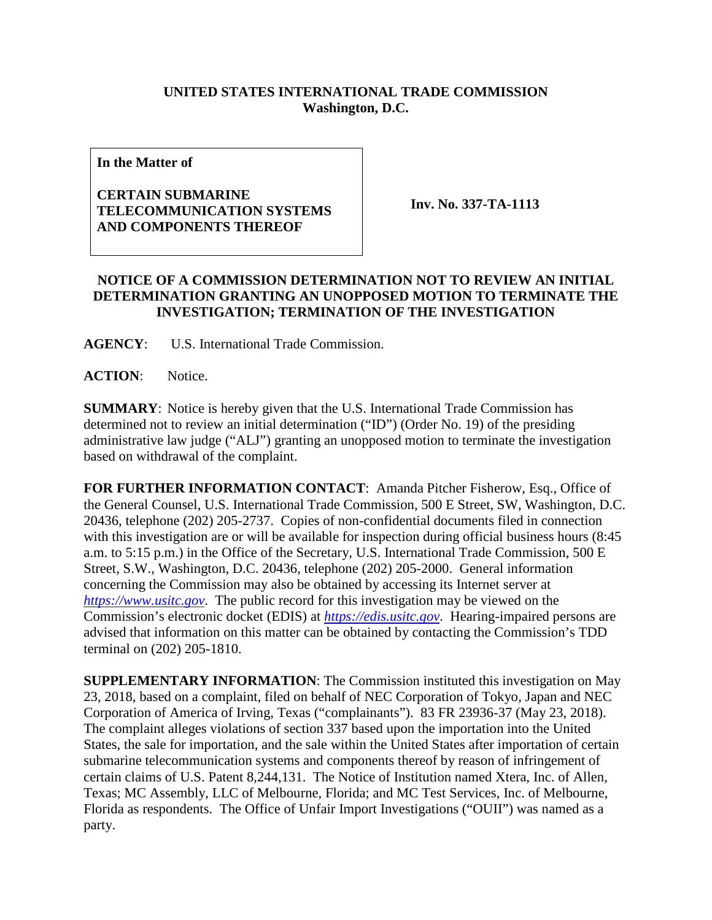**UNITED STATES INTERNATIONAL TRADE COMMISSION**
**Washington, D.C.**

| **In the Matter of**<br><br>**CERTAIN SUBMARINE TELECOMMUNICATION SYSTEMS AND COMPONENTS THEREOF** | **Inv. No. 337-TA-1113** |
|---|---|

**NOTICE OF A COMMISSION DETERMINATION NOT TO REVIEW AN INITIAL DETERMINATION GRANTING AN UNOPPOSED MOTION TO TERMINATE THE INVESTIGATION; TERMINATION OF THE INVESTIGATION**

**AGENCY**: U.S. International Trade Commission.

**ACTION**: Notice.

**SUMMARY**: Notice is hereby given that the U.S. International Trade Commission has determined not to review an initial determination ("ID") (Order No. 19) of the presiding administrative law judge ("ALJ") granting an unopposed motion to terminate the investigation based on withdrawal of the complaint.

**FOR FURTHER INFORMATION CONTACT**: Amanda Pitcher Fisherow, Esq., Office of the General Counsel, U.S. International Trade Commission, 500 E Street, SW, Washington, D.C. 20436, telephone (202) 205-2737. Copies of non-confidential documents filed in connection with this investigation are or will be available for inspection during official business hours (8:45 a.m. to 5:15 p.m.) in the Office of the Secretary, U.S. International Trade Commission, 500 E Street, S.W., Washington, D.C. 20436, telephone (202) 205-2000. General information concerning the Commission may also be obtained by accessing its Internet server at *https://www.usitc.gov*. The public record for this investigation may be viewed on the Commission's electronic docket (EDIS) at *https://edis.usitc.gov*. Hearing-impaired persons are advised that information on this matter can be obtained by contacting the Commission's TDD terminal on (202) 205-1810.

**SUPPLEMENTARY INFORMATION**: The Commission instituted this investigation on May 23, 2018, based on a complaint, filed on behalf of NEC Corporation of Tokyo, Japan and NEC Corporation of America of Irving, Texas ("complainants"). 83 FR 23936-37 (May 23, 2018). The complaint alleges violations of section 337 based upon the importation into the United States, the sale for importation, and the sale within the United States after importation of certain submarine telecommunication systems and components thereof by reason of infringement of certain claims of U.S. Patent 8,244,131. The Notice of Institution named Xtera, Inc. of Allen, Texas; MC Assembly, LLC of Melbourne, Florida; and MC Test Services, Inc. of Melbourne, Florida as respondents. The Office of Unfair Import Investigations ("OUII") was named as a party.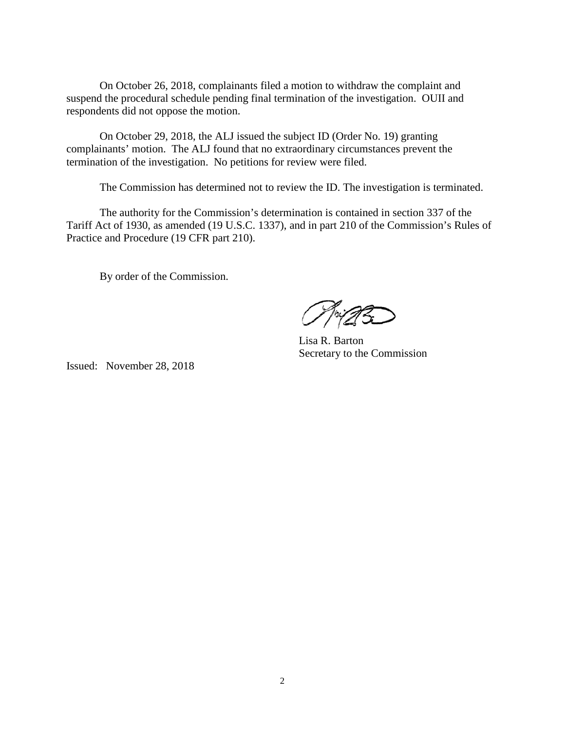On October 26, 2018, complainants filed a motion to withdraw the complaint and suspend the procedural schedule pending final termination of the investigation. OUII and respondents did not oppose the motion.

On October 29, 2018, the ALJ issued the subject ID (Order No. 19) granting complainants' motion. The ALJ found that no extraordinary circumstances prevent the termination of the investigation. No petitions for review were filed.

The Commission has determined not to review the ID. The investigation is terminated.

The authority for the Commission's determination is contained in section 337 of the Tariff Act of 1930, as amended (19 U.S.C. 1337), and in part 210 of the Commission's Rules of Practice and Procedure (19 CFR part 210).

By order of the Commission.

Lisa R. Barton
Secretary to the Commission

Issued: November 28, 2018